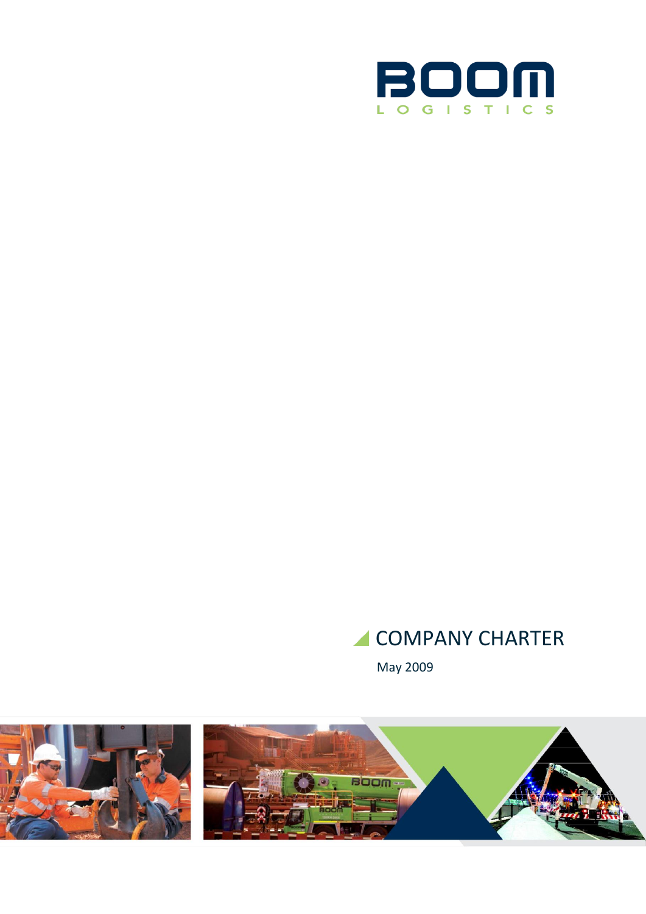BOOM

LOGISTICS

# COMPANY CHARTER

May 2009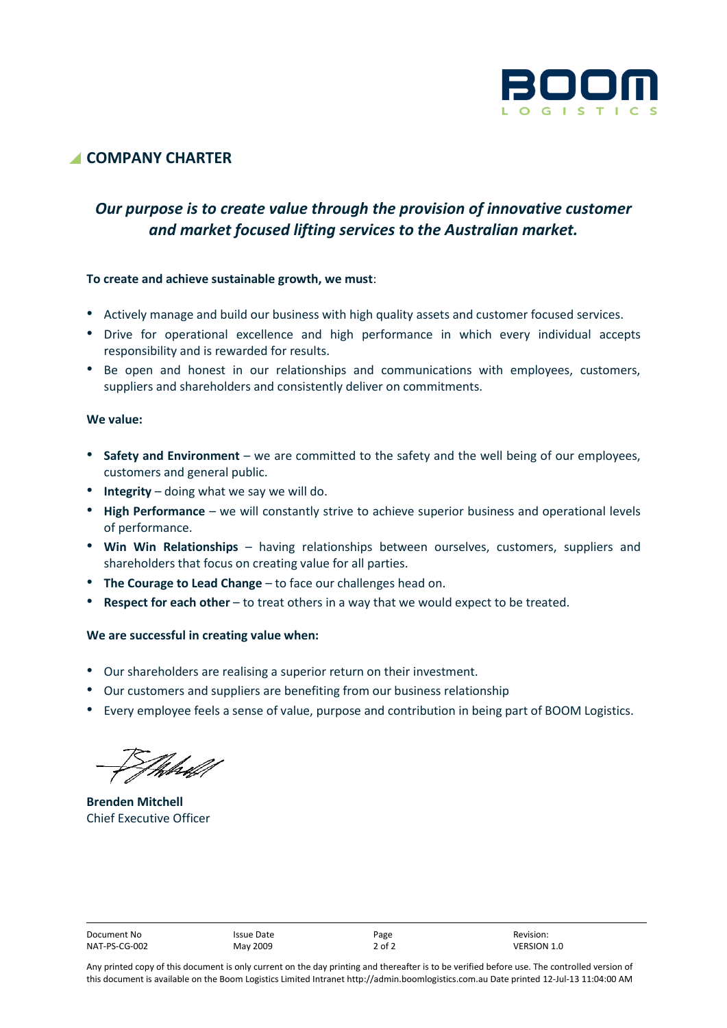## COMPANY CHARTER

***Our purpose is to create value through the provision of innovative customer and market focused lifting services to the Australian market.***

**To create and achieve sustainable growth, we must**:

- Actively manage and build our business with high quality assets and customer focused services.
- Drive for operational excellence and high performance in which every individual accepts responsibility and is rewarded for results.
- Be open and honest in our relationships and communications with employees, customers, suppliers and shareholders and consistently deliver on commitments.

**We value:**

- **Safety and Environment** – we are committed to the safety and the well being of our employees, customers and general public.
- **Integrity** – doing what we say we will do.
- **High Performance** – we will constantly strive to achieve superior business and operational levels of performance.
- **Win Win Relationships** – having relationships between ourselves, customers, suppliers and shareholders that focus on creating value for all parties.
- **The Courage to Lead Change** – to face our challenges head on.
- **Respect for each other** – to treat others in a way that we would expect to be treated.

**We are successful in creating value when:**

- Our shareholders are realising a superior return on their investment.
- Our customers and suppliers are benefiting from our business relationship
- Every employee feels a sense of value, purpose and contribution in being part of BOOM Logistics.

**Brenden Mitchell**
Chief Executive Officer

| Document No | Issue Date | Page | Revision: |
|---|---|---|---|
| NAT-PS-CG-002 | May 2009 | 2 of 2 | VERSION 1.0 |

Any printed copy of this document is only current on the day printing and thereafter is to be verified before use. The controlled version of this document is available on the Boom Logistics Limited Intranet http://admin.boomlogistics.com.au Date printed 12-Jul-13 11:04:00 AM